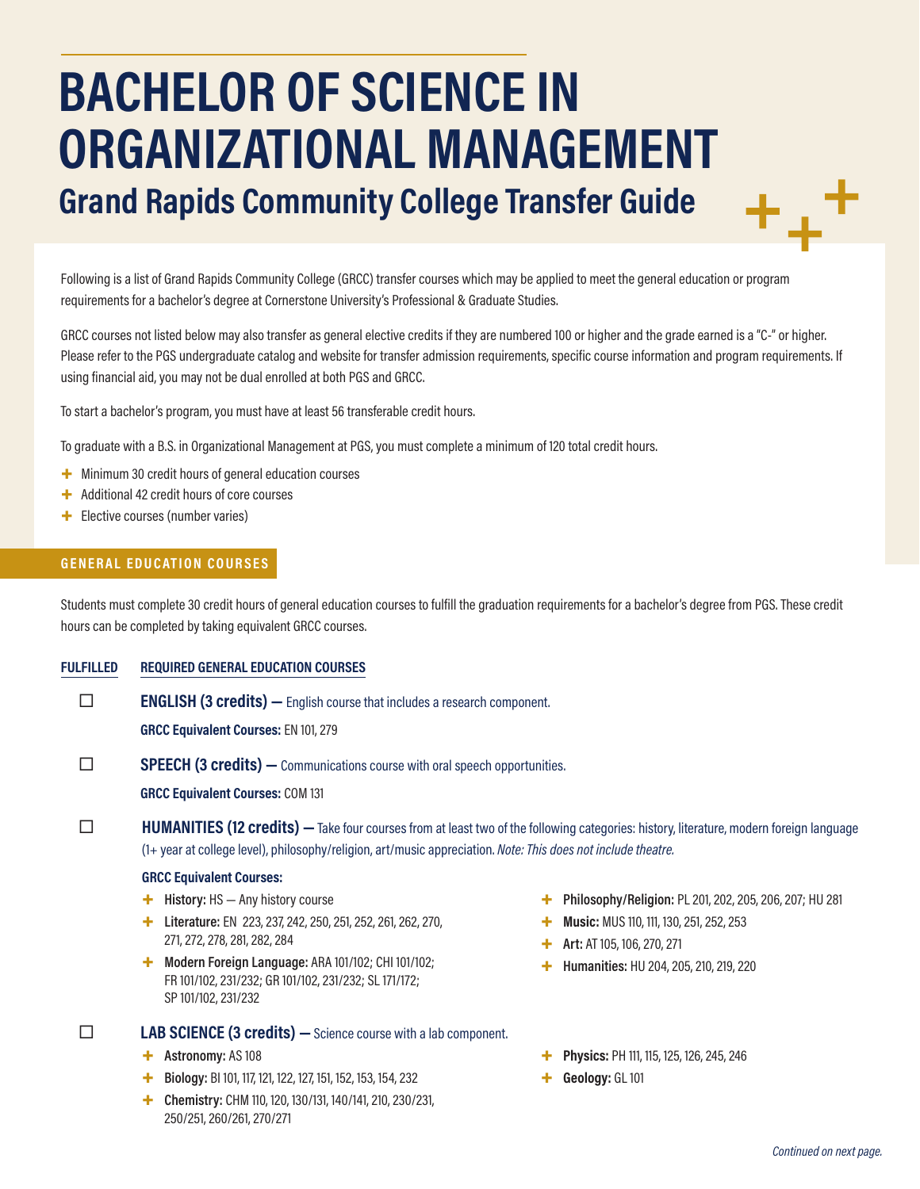# BACHELOR OF SCIENCE IN ORGANIZATIONAL MANAGEMENT

## Grand Rapids Community College Transfer Guide

Following is a list of Grand Rapids Community College (GRCC) transfer courses which may be applied to meet the general education or program requirements for a bachelor's degree at Cornerstone University's Professional & Graduate Studies.

GRCC courses not listed below may also transfer as general elective credits if they are numbered 100 or higher and the grade earned is a "C-" or higher. Please refer to the PGS undergraduate catalog and website for transfer admission requirements, specific course information and program requirements. If using financial aid, you may not be dual enrolled at both PGS and GRCC.

To start a bachelor's program, you must have at least 56 transferable credit hours.

To graduate with a B.S. in Organizational Management at PGS, you must complete a minimum of 120 total credit hours.

- Minimum 30 credit hours of general education courses
- Additional 42 credit hours of core courses
- Elective courses (number varies)

### GENERAL EDUCATION COURSES

Students must complete 30 credit hours of general education courses to fulfill the graduation requirements for a bachelor's degree from PGS. These credit hours can be completed by taking equivalent GRCC courses.

**FULFILLED** | **REQUIRED GENERAL EDUCATION COURSES**

☐ **ENGLISH (3 credits) —** English course that includes a research component.

**GRCC Equivalent Courses:** EN 101, 279

☐ **SPEECH (3 credits) —** Communications course with oral speech opportunities.

**GRCC Equivalent Courses:** COM 131

☐ **HUMANITIES (12 credits) —** Take four courses from at least two of the following categories: history, literature, modern foreign language (1+ year at college level), philosophy/religion, art/music appreciation. *Note: This does not include theatre.*

**GRCC Equivalent Courses:**

- **History:** HS — Any history course
- **Literature:** EN 223, 237, 242, 250, 251, 252, 261, 262, 270, 271, 272, 278, 281, 282, 284
- **Modern Foreign Language:** ARA 101/102; CHI 101/102; FR 101/102, 231/232; GR 101/102, 231/232; SL 171/172; SP 101/102, 231/232
- **Philosophy/Religion:** PL 201, 202, 205, 206, 207; HU 281
- **Music:** MUS 110, 111, 130, 251, 252, 253
- **Art:** AT 105, 106, 270, 271
- **Humanities:** HU 204, 205, 210, 219, 220

☐ **LAB SCIENCE (3 credits) —** Science course with a lab component.

- **Astronomy:** AS 108
- **Biology:** BI 101, 117, 121, 122, 127, 151, 152, 153, 154, 232
- **Chemistry:** CHM 110, 120, 130/131, 140/141, 210, 230/231, 250/251, 260/261, 270/271
- **Physics:** PH 111, 115, 125, 126, 245, 246
- **Geology:** GL 101

*Continued on next page.*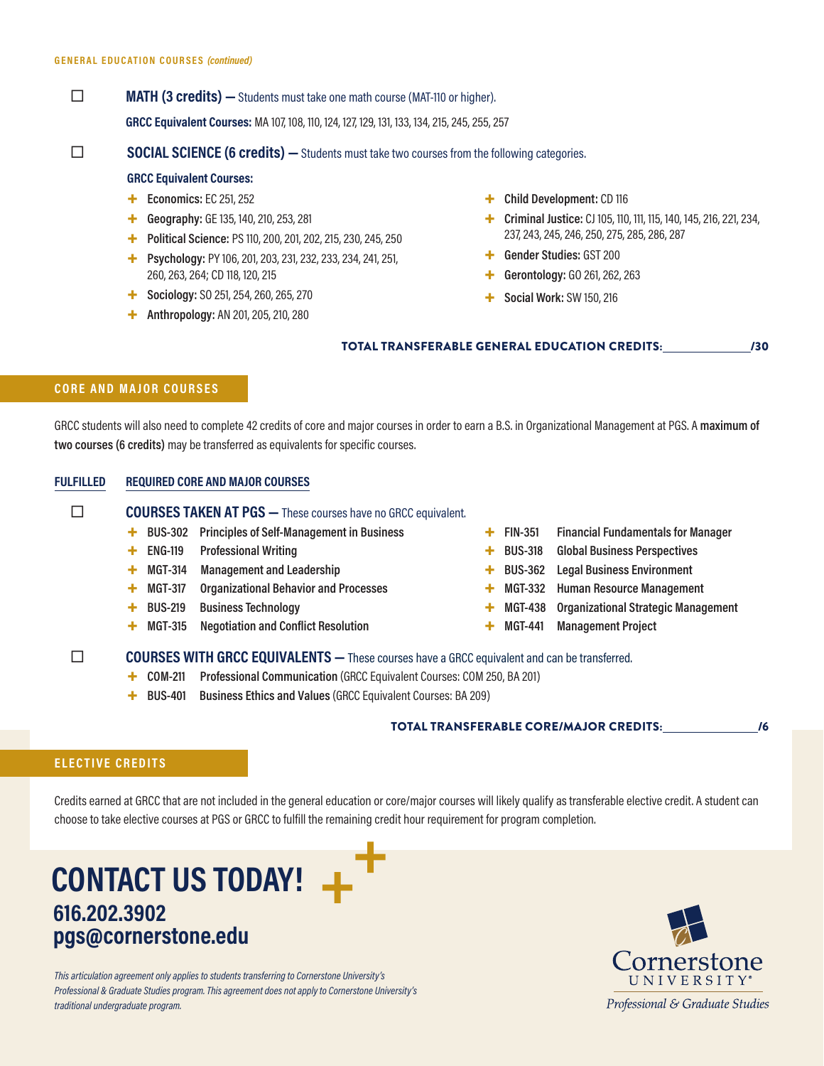GENERAL EDUCATION COURSES *(continued)*

☐ **MATH (3 credits) —** Students must take one math course (MAT-110 or higher).

**GRCC Equivalent Courses:** MA 107, 108, 110, 124, 127, 129, 131, 133, 134, 215, 245, 255, 257

☐ **SOCIAL SCIENCE (6 credits) —** Students must take two courses from the following categories.

**GRCC Equivalent Courses:**

- **Economics:** EC 251, 252
- **Geography:** GE 135, 140, 210, 253, 281
- **Political Science:** PS 110, 200, 201, 202, 215, 230, 245, 250
- **Psychology:** PY 106, 201, 203, 231, 232, 233, 234, 241, 251, 260, 263, 264; CD 118, 120, 215
- **Sociology:** SO 251, 254, 260, 265, 270
- **Anthropology:** AN 201, 205, 210, 280
- **Child Development:** CD 116
- **Criminal Justice:** CJ 105, 110, 111, 115, 140, 145, 216, 221, 234, 237, 243, 245, 246, 250, 275, 285, 286, 287
- **Gender Studies:** GST 200
- **Gerontology:** GO 261, 262, 263
- **Social Work:** SW 150, 216

**TOTAL TRANSFERABLE GENERAL EDUCATION CREDITS:** ______ **/30**

## CORE AND MAJOR COURSES

GRCC students will also need to complete 42 credits of core and major courses in order to earn a B.S. in Organizational Management at PGS. A **maximum of two courses (6 credits)** may be transferred as equivalents for specific courses.

**FULFILLED** | **REQUIRED CORE AND MAJOR COURSES**

☐ **COURSES TAKEN AT PGS —** These courses have no GRCC equivalent.

- **BUS-302** Principles of Self-Management in Business
- **ENG-119** Professional Writing
- **MGT-314** Management and Leadership
- **MGT-317** Organizational Behavior and Processes
- **BUS-219** Business Technology
- **MGT-315** Negotiation and Conflict Resolution
- **FIN-351** Financial Fundamentals for Manager
- **BUS-318** Global Business Perspectives
- **BUS-362** Legal Business Environment
- **MGT-332** Human Resource Management
- **MGT-438** Organizational Strategic Management
- **MGT-441** Management Project

☐ **COURSES WITH GRCC EQUIVALENTS —** These courses have a GRCC equivalent and can be transferred.

- **COM-211 Professional Communication** (GRCC Equivalent Courses: COM 250, BA 201)
- **BUS-401 Business Ethics and Values** (GRCC Equivalent Courses: BA 209)

**TOTAL TRANSFERABLE CORE/MAJOR CREDITS:** ______ **/6**

## ELECTIVE CREDITS

Credits earned at GRCC that are not included in the general education or core/major courses will likely qualify as transferable elective credit. A student can choose to take elective courses at PGS or GRCC to fulfill the remaining credit hour requirement for program completion.

# CONTACT US TODAY!

**616.202.3902**
**pgs@cornerstone.edu**

*This articulation agreement only applies to students transferring to Cornerstone University's Professional & Graduate Studies program. This agreement does not apply to Cornerstone University's traditional undergraduate program.*

Cornerstone UNIVERSITY®
*Professional & Graduate Studies*